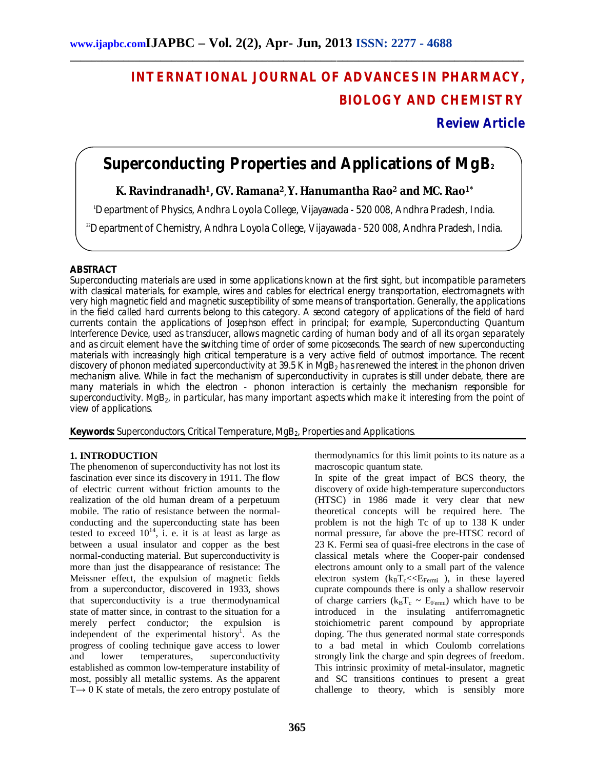# INTERNATIONAL JOURNAL OF ADVANCES IN PHARMACY, BIOLOGY AND CHEMISTRY

**Review Article**

# Superconducting Properties and Applications of $MgB_2$

**K. Ravindranadh[1], GV. Ramana[2], Y. Hanumantha Rao[2] and MC. Rao[1*]**

[1]Department of Physics, Andhra Loyola College, Vijayawada - 520 008, Andhra Pradesh, India.

[2]Department of Chemistry, Andhra Loyola College, Vijayawada - 520 008, Andhra Pradesh, India.

## ABSTRACT

Superconducting materials are used in some applications known at the first sight, but incompatible parameters with classical materials, for example, wires and cables for electrical energy transportation, electromagnets with very high magnetic field and magnetic susceptibility of some means of transportation. Generally, the applications in the field called hard currents belong to this category. A second category of applications of the field of hard currents contain the applications of Josephson effect in principal; for example, Superconducting Quantum Interference Device, used as transducer, allows magnetic carding of human body and of all its organ separately and as circuit element have the switching time of order of some picoseconds. The search of new superconducting materials with increasingly high critical temperature is a very active field of outmost importance. The recent discovery of phonon mediated superconductivity at 39.5 K in $MgB_2$ has renewed the interest in the phonon driven mechanism alive. While in fact the mechanism of superconductivity in cuprates is still under debate, there are many materials in which the electron - phonon interaction is certainly the mechanism responsible for superconductivity. $MgB_2$, in particular, has many important aspects which make it interesting from the point of view of applications.

**Keywords:** Superconductors, Critical Temperature, $MgB_2$, Properties and Applications.

## 1. INTRODUCTION

The phenomenon of superconductivity has not lost its fascination ever since its discovery in 1911. The flow of electric current without friction amounts to the realization of the old human dream of a perpetuum mobile. The ratio of resistance between the normal-conducting and the superconducting state has been tested to exceed $10^{14}$, i. e. it is at least as large as between a usual insulator and copper as the best normal-conducting material. But superconductivity is more than just the disappearance of resistance: The Meissner effect, the expulsion of magnetic fields from a superconductor, discovered in 1933, shows that superconductivity is a true thermodynamical state of matter since, in contrast to the situation for a merely perfect conductor; the expulsion is independent of the experimental history[1]. As the progress of cooling technique gave access to lower and lower temperatures, superconductivity established as common low-temperature instability of most, possibly all metallic systems. As the apparent $T \rightarrow 0$ K state of metals, the zero entropy postulate of thermodynamics for this limit points to its nature as a macroscopic quantum state.

In spite of the great impact of BCS theory, the discovery of oxide high-temperature superconductors (HTSC) in 1986 made it very clear that new theoretical concepts will be required here. The problem is not the high Tc of up to 138 K under normal pressure, far above the pre-HTSC record of 23 K. Fermi sea of quasi-free electrons in the case of classical metals where the Cooper-pair condensed electrons amount only to a small part of the valence electron system ($k_BT_c << E_{Fermi}$ ), in these layered cuprate compounds there is only a shallow reservoir of charge carriers ($k_BT_c \sim E_{Fermi}$) which have to be introduced in the insulating antiferromagnetic stoichiometric parent compound by appropriate doping. The thus generated normal state corresponds to a bad metal in which Coulomb correlations strongly link the charge and spin degrees of freedom. This intrinsic proximity of metal-insulator, magnetic and SC transitions continues to present a great challenge to theory, which is sensibly more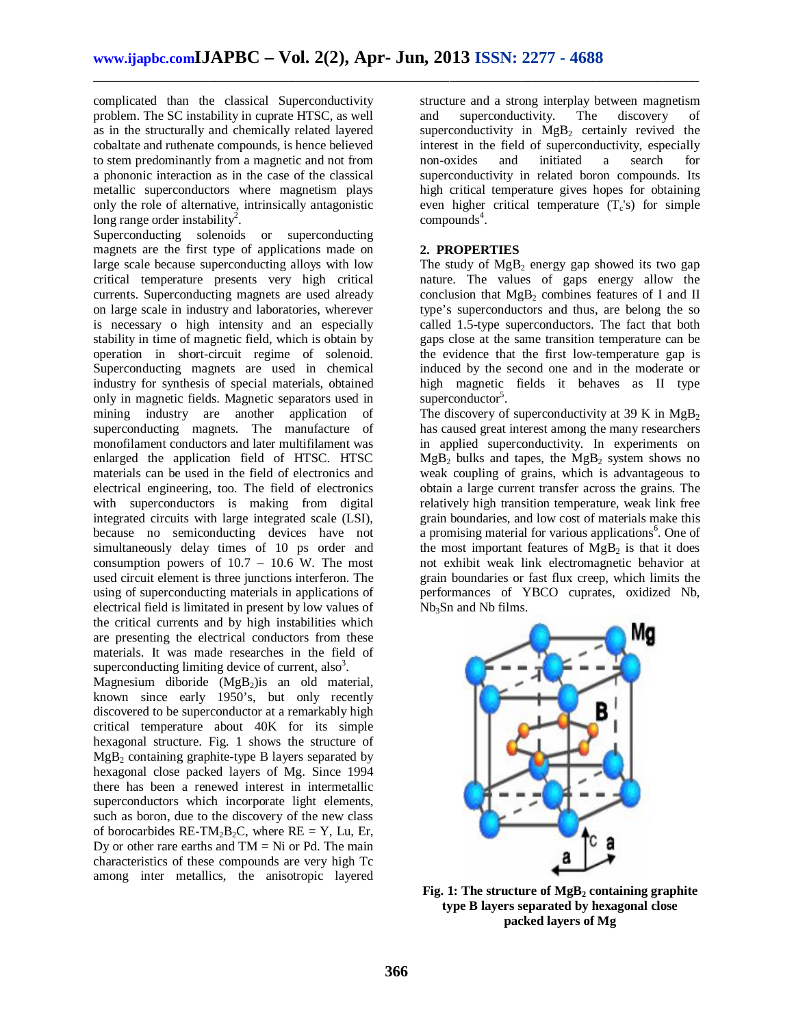complicated than the classical Superconductivity problem. The SC instability in cuprate HTSC, as well as in the structurally and chemically related layered cobaltate and ruthenate compounds, is hence believed to stem predominantly from a magnetic and not from a phononic interaction as in the case of the classical metallic superconductors where magnetism plays only the role of alternative, intrinsically antagonistic long range order instability[2].

Superconducting solenoids or superconducting magnets are the first type of applications made on large scale because superconducting alloys with low critical temperature presents very high critical currents. Superconducting magnets are used already on large scale in industry and laboratories, wherever is necessary o high intensity and an especially stability in time of magnetic field, which is obtain by operation in short-circuit regime of solenoid. Superconducting magnets are used in chemical industry for synthesis of special materials, obtained only in magnetic fields. Magnetic separators used in mining industry are another application of superconducting magnets. The manufacture of monofilament conductors and later multifilament was enlarged the application field of HTSC. HTSC materials can be used in the field of electronics and electrical engineering, too. The field of electronics with superconductors is making from digital integrated circuits with large integrated scale (LSI), because no semiconducting devices have not simultaneously delay times of 10 ps order and consumption powers of 10.7 – 10.6 W. The most used circuit element is three junctions interferon. The using of superconducting materials in applications of electrical field is limitated in present by low values of the critical currents and by high instabilities which are presenting the electrical conductors from these materials. It was made researches in the field of superconducting limiting device of current, also[3].

Magnesium diboride ($MgB_2$)is an old material, known since early 1950's, but only recently discovered to be superconductor at a remarkably high critical temperature about 40K for its simple hexagonal structure. Fig. 1 shows the structure of $MgB_2$ containing graphite-type B layers separated by hexagonal close packed layers of Mg. Since 1994 there has been a renewed interest in intermetallic superconductors which incorporate light elements, such as boron, due to the discovery of the new class of borocarbides RE-$TM_2B_2C$, where RE = Y, Lu, Er, Dy or other rare earths and TM = Ni or Pd. The main characteristics of these compounds are very high Tc among inter metallics, the anisotropic layered structure and a strong interplay between magnetism and superconductivity. The discovery of superconductivity in $MgB_2$ certainly revived the interest in the field of superconductivity, especially non-oxides and initiated a search for superconductivity in related boron compounds. Its high critical temperature gives hopes for obtaining even higher critical temperature ($T_c$'s) for simple compounds[4].

## 2. PROPERTIES

The study of $MgB_2$ energy gap showed its two gap nature. The values of gaps energy allow the conclusion that $MgB_2$ combines features of I and II type's superconductors and thus, are belong the so called 1.5-type superconductors. The fact that both gaps close at the same transition temperature can be the evidence that the first low-temperature gap is induced by the second one and in the moderate or high magnetic fields it behaves as II type superconductor[5].

The discovery of superconductivity at 39 K in $MgB_2$ has caused great interest among the many researchers in applied superconductivity. In experiments on $MgB_2$ bulks and tapes, the $MgB_2$ system shows no weak coupling of grains, which is advantageous to obtain a large current transfer across the grains. The relatively high transition temperature, weak link free grain boundaries, and low cost of materials make this a promising material for various applications[6]. One of the most important features of $MgB_2$ is that it does not exhibit weak link electromagnetic behavior at grain boundaries or fast flux creep, which limits the performances of YBCO cuprates, oxidized Nb, $Nb_3Sn$ and Nb films.

**Fig. 1: The structure of $MgB_2$ containing graphite type B layers separated by hexagonal close packed layers of Mg**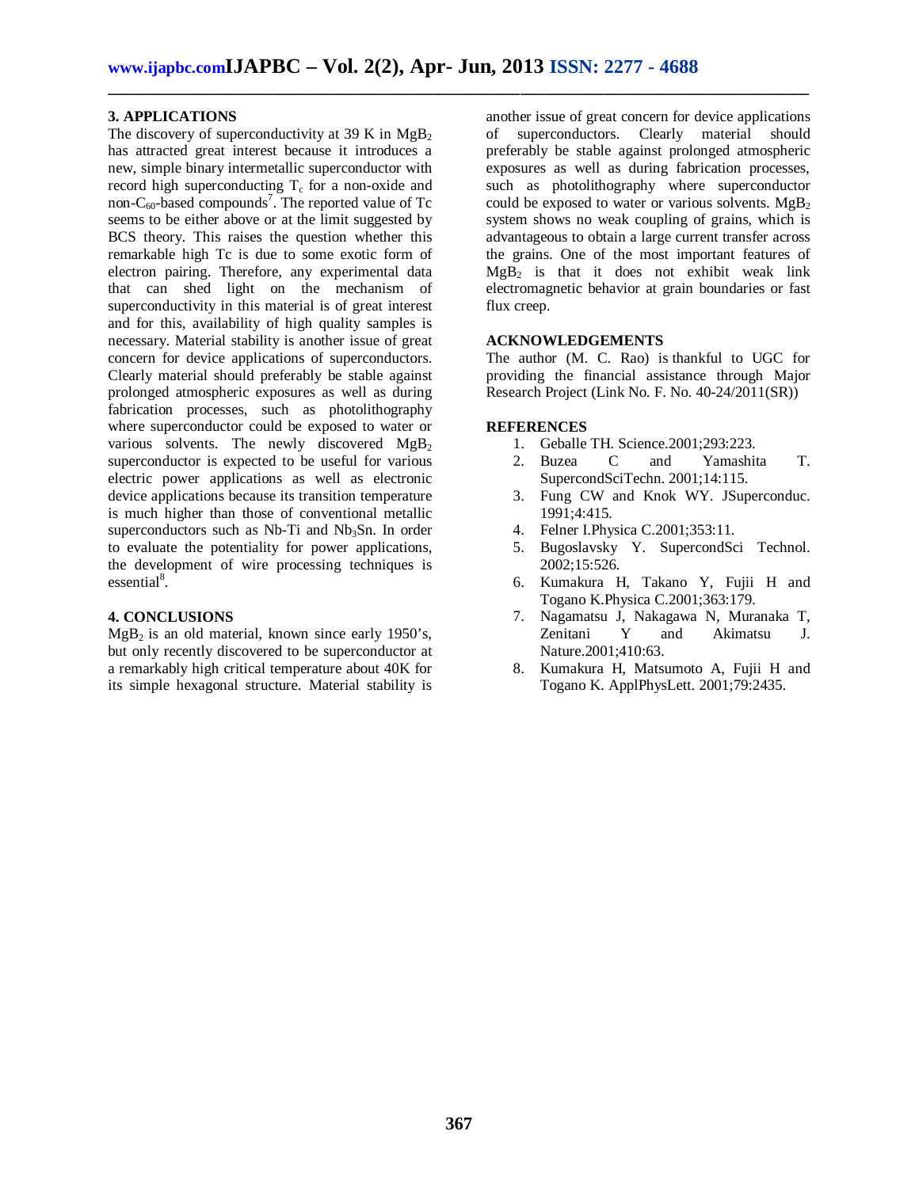## 3. APPLICATIONS

The discovery of superconductivity at 39 K in $MgB_2$ has attracted great interest because it introduces a new, simple binary intermetallic superconductor with record high superconducting $T_c$ for a non-oxide and non-$C_{60}$-based compounds[7]. The reported value of Tc seems to be either above or at the limit suggested by BCS theory. This raises the question whether this remarkable high Tc is due to some exotic form of electron pairing. Therefore, any experimental data that can shed light on the mechanism of superconductivity in this material is of great interest and for this, availability of high quality samples is necessary. Material stability is another issue of great concern for device applications of superconductors. Clearly material should preferably be stable against prolonged atmospheric exposures as well as during fabrication processes, such as photolithography where superconductor could be exposed to water or various solvents. The newly discovered $MgB_2$ superconductor is expected to be useful for various electric power applications as well as electronic device applications because its transition temperature is much higher than those of conventional metallic superconductors such as Nb-Ti and $Nb_3Sn$. In order to evaluate the potentiality for power applications, the development of wire processing techniques is essential[8].

## 4. CONCLUSIONS

$MgB_2$ is an old material, known since early 1950's, but only recently discovered to be superconductor at a remarkably high critical temperature about 40K for its simple hexagonal structure. Material stability is another issue of great concern for device applications of superconductors. Clearly material should preferably be stable against prolonged atmospheric exposures as well as during fabrication processes, such as photolithography where superconductor could be exposed to water or various solvents. $MgB_2$ system shows no weak coupling of grains, which is advantageous to obtain a large current transfer across the grains. One of the most important features of $MgB_2$ is that it does not exhibit weak link electromagnetic behavior at grain boundaries or fast flux creep.

## ACKNOWLEDGEMENTS

The author (M. C. Rao) is thankful to UGC for providing the financial assistance through Major Research Project (Link No. F. No. 40-24/2011(SR))

## REFERENCES

1. Geballe TH. Science.2001;293:223.
2. Buzea C and Yamashita T. SupercondSciTechn. 2001;14:115.
3. Fung CW and Knok WY. JSuperconduc. 1991;4:415.
4. Felner I.Physica C.2001;353:11.
5. Bugoslavsky Y. SupercondSci Technol. 2002;15:526.
6. Kumakura H, Takano Y, Fujii H and Togano K.Physica C.2001;363:179.
7. Nagamatsu J, Nakagawa N, Muranaka T, Zenitani Y and Akimatsu J. Nature.2001;410:63.
8. Kumakura H, Matsumoto A, Fujii H and Togano K. ApplPhysLett. 2001;79:2435.